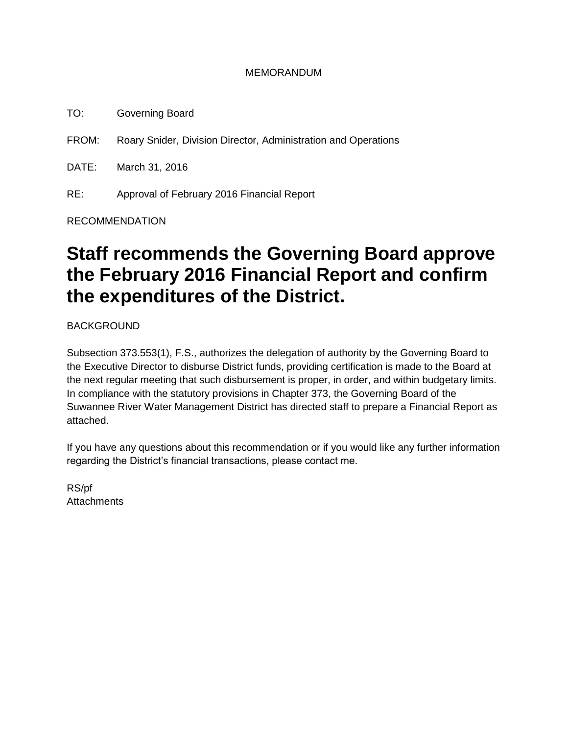MEMORANDUM

TO: Governing Board

FROM: Roary Snider, Division Director, Administration and Operations

DATE: March 31, 2016

RE: Approval of February 2016 Financial Report

RECOMMENDATION

# Staff recommends the Governing Board approve the February 2016 Financial Report and confirm the expenditures of the District.

BACKGROUND

Subsection 373.553(1), F.S., authorizes the delegation of authority by the Governing Board to the Executive Director to disburse District funds, providing certification is made to the Board at the next regular meeting that such disbursement is proper, in order, and within budgetary limits. In compliance with the statutory provisions in Chapter 373, the Governing Board of the Suwannee River Water Management District has directed staff to prepare a Financial Report as attached.

If you have any questions about this recommendation or if you would like any further information regarding the District's financial transactions, please contact me.

RS/pf
Attachments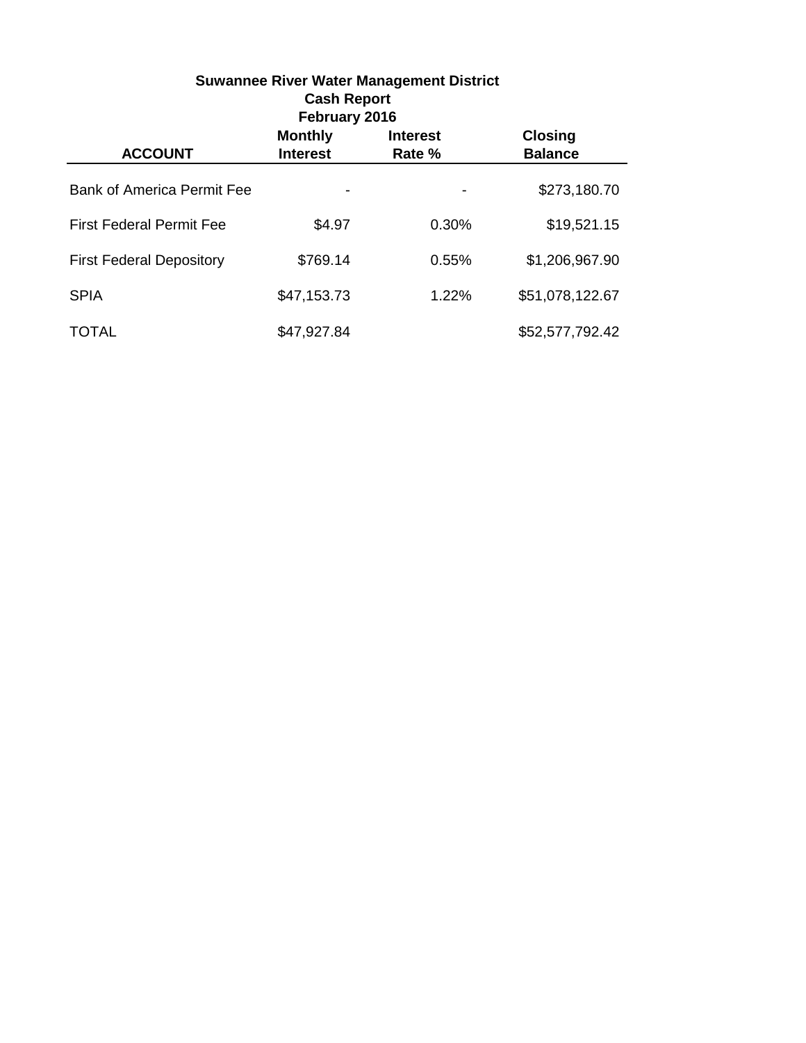**Suwannee River Water Management District**
**Cash Report**
**February 2016**

| ACCOUNT | Monthly Interest | Interest Rate % | Closing Balance |
|---|---|---|---|
| Bank of America Permit Fee | - | - | $273,180.70 |
| First Federal Permit Fee | $4.97 | 0.30% | $19,521.15 |
| First Federal Depository | $769.14 | 0.55% | $1,206,967.90 |
| SPIA | $47,153.73 | 1.22% | $51,078,122.67 |
| TOTAL | $47,927.84 | | $52,577,792.42 |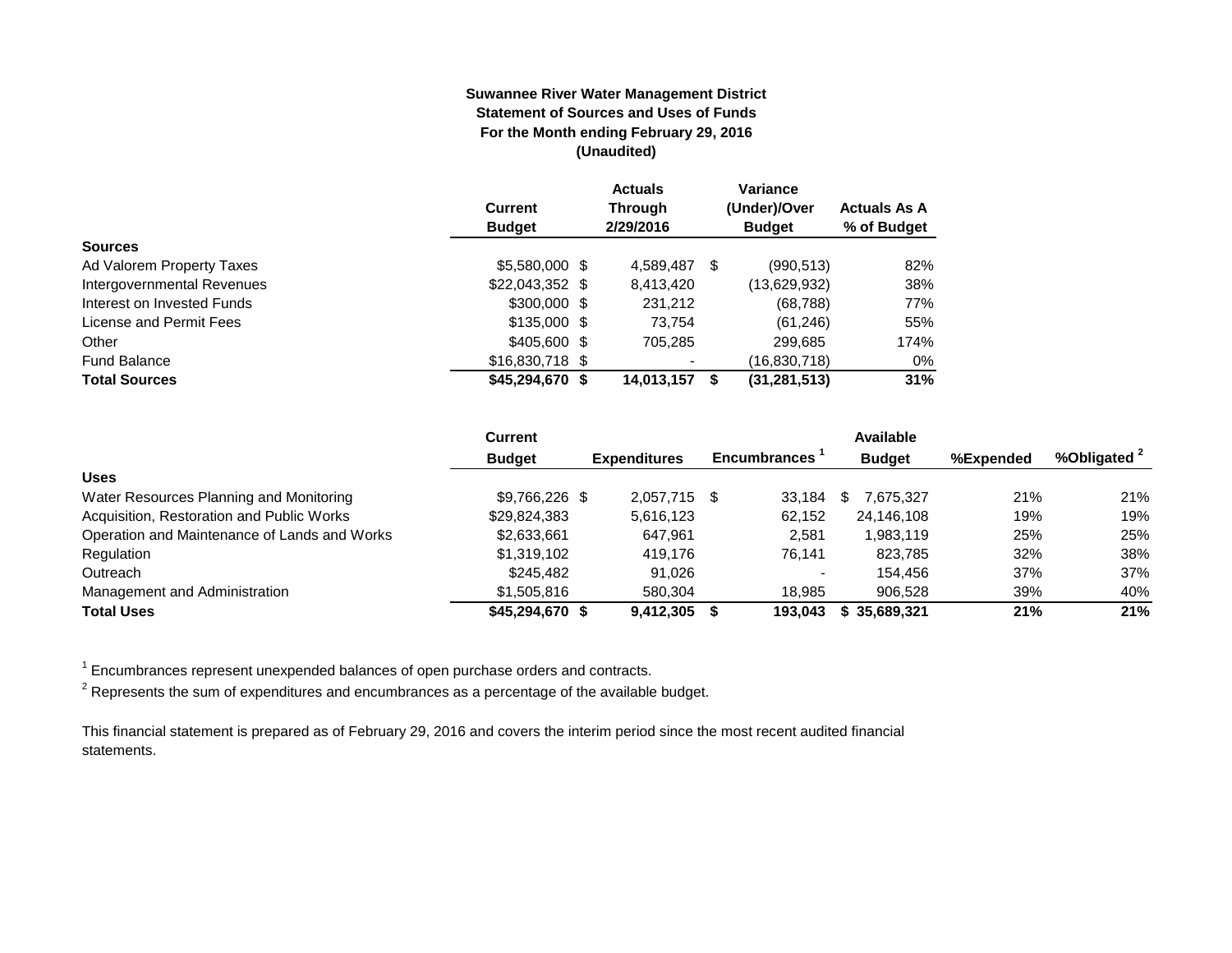**Suwannee River Water Management District**
**Statement of Sources and Uses of Funds**
**For the Month ending February 29, 2016**
**(Unaudited)**

| | Current Budget | Actuals Through 2/29/2016 | Variance (Under)/Over Budget | Actuals As A % of Budget |
|---|---|---|---|---|
| **Sources** | | | | |
| Ad Valorem Property Taxes | $5,580,000 | $ 4,589,487 | $ (990,513) | 82% |
| Intergovernmental Revenues | $22,043,352 | $ 8,413,420 | (13,629,932) | 38% |
| Interest on Invested Funds | $300,000 | $ 231,212 | (68,788) | 77% |
| License and Permit Fees | $135,000 | $ 73,754 | (61,246) | 55% |
| Other | $405,600 | $ 705,285 | 299,685 | 174% |
| Fund Balance | $16,830,718 | $ - | (16,830,718) | 0% |
| **Total Sources** | **$45,294,670** | **$ 14,013,157** | **$ (31,281,513)** | **31%** |

| | Current Budget | Expenditures | Encumbrances [1] | Available Budget | %Expended | %Obligated [2] |
|---|---|---|---|---|---|---|
| **Uses** | | | | | | |
| Water Resources Planning and Monitoring | $9,766,226 | $ 2,057,715 | $ 33,184 | $ 7,675,327 | 21% | 21% |
| Acquisition, Restoration and Public Works | $29,824,383 | 5,616,123 | 62,152 | 24,146,108 | 19% | 19% |
| Operation and Maintenance of Lands and Works | $2,633,661 | 647,961 | 2,581 | 1,983,119 | 25% | 25% |
| Regulation | $1,319,102 | 419,176 | 76,141 | 823,785 | 32% | 38% |
| Outreach | $245,482 | 91,026 | - | 154,456 | 37% | 37% |
| Management and Administration | $1,505,816 | 580,304 | 18,985 | 906,528 | 39% | 40% |
| **Total Uses** | **$45,294,670** | **$ 9,412,305** | **$ 193,043** | **$ 35,689,321** | **21%** | **21%** |

[1] Encumbrances represent unexpended balances of open purchase orders and contracts.

[2] Represents the sum of expenditures and encumbrances as a percentage of the available budget.

This financial statement is prepared as of February 29, 2016 and covers the interim period since the most recent audited financial statements.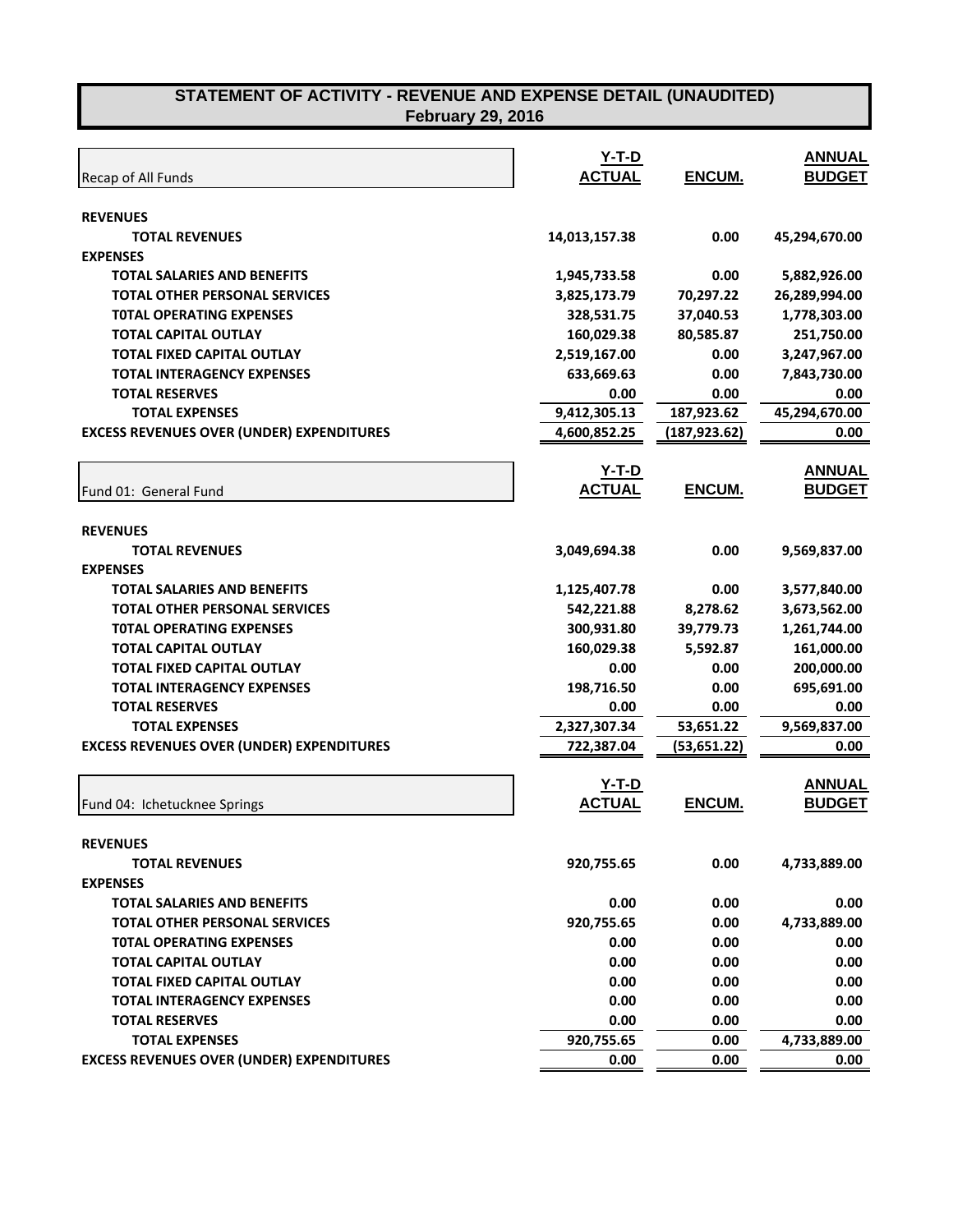# STATEMENT OF ACTIVITY - REVENUE AND EXPENSE DETAIL (UNAUDITED)
## February 29, 2016

| Recap of All Funds | Y-T-D ACTUAL | ENCUM. | ANNUAL BUDGET |
|---|---|---|---|
| **REVENUES** | | | |
| **TOTAL REVENUES** | 14,013,157.38 | 0.00 | 45,294,670.00 |
| **EXPENSES** | | | |
| **TOTAL SALARIES AND BENEFITS** | 1,945,733.58 | 0.00 | 5,882,926.00 |
| **TOTAL OTHER PERSONAL SERVICES** | 3,825,173.79 | 70,297.22 | 26,289,994.00 |
| **T0TAL OPERATING EXPENSES** | 328,531.75 | 37,040.53 | 1,778,303.00 |
| **TOTAL CAPITAL OUTLAY** | 160,029.38 | 80,585.87 | 251,750.00 |
| **TOTAL FIXED CAPITAL OUTLAY** | 2,519,167.00 | 0.00 | 3,247,967.00 |
| **TOTAL INTERAGENCY EXPENSES** | 633,669.63 | 0.00 | 7,843,730.00 |
| **TOTAL RESERVES** | 0.00 | 0.00 | 0.00 |
| **TOTAL EXPENSES** | 9,412,305.13 | 187,923.62 | 45,294,670.00 |
| **EXCESS REVENUES OVER (UNDER) EXPENDITURES** | 4,600,852.25 | (187,923.62) | 0.00 |

| Fund 01: General Fund | Y-T-D ACTUAL | ENCUM. | ANNUAL BUDGET |
|---|---|---|---|
| **REVENUES** | | | |
| **TOTAL REVENUES** | 3,049,694.38 | 0.00 | 9,569,837.00 |
| **EXPENSES** | | | |
| **TOTAL SALARIES AND BENEFITS** | 1,125,407.78 | 0.00 | 3,577,840.00 |
| **TOTAL OTHER PERSONAL SERVICES** | 542,221.88 | 8,278.62 | 3,673,562.00 |
| **T0TAL OPERATING EXPENSES** | 300,931.80 | 39,779.73 | 1,261,744.00 |
| **TOTAL CAPITAL OUTLAY** | 160,029.38 | 5,592.87 | 161,000.00 |
| **TOTAL FIXED CAPITAL OUTLAY** | 0.00 | 0.00 | 200,000.00 |
| **TOTAL INTERAGENCY EXPENSES** | 198,716.50 | 0.00 | 695,691.00 |
| **TOTAL RESERVES** | 0.00 | 0.00 | 0.00 |
| **TOTAL EXPENSES** | 2,327,307.34 | 53,651.22 | 9,569,837.00 |
| **EXCESS REVENUES OVER (UNDER) EXPENDITURES** | 722,387.04 | (53,651.22) | 0.00 |

| Fund 04: Ichetucknee Springs | Y-T-D ACTUAL | ENCUM. | ANNUAL BUDGET |
|---|---|---|---|
| **REVENUES** | | | |
| **TOTAL REVENUES** | 920,755.65 | 0.00 | 4,733,889.00 |
| **EXPENSES** | | | |
| **TOTAL SALARIES AND BENEFITS** | 0.00 | 0.00 | 0.00 |
| **TOTAL OTHER PERSONAL SERVICES** | 920,755.65 | 0.00 | 4,733,889.00 |
| **T0TAL OPERATING EXPENSES** | 0.00 | 0.00 | 0.00 |
| **TOTAL CAPITAL OUTLAY** | 0.00 | 0.00 | 0.00 |
| **TOTAL FIXED CAPITAL OUTLAY** | 0.00 | 0.00 | 0.00 |
| **TOTAL INTERAGENCY EXPENSES** | 0.00 | 0.00 | 0.00 |
| **TOTAL RESERVES** | 0.00 | 0.00 | 0.00 |
| **TOTAL EXPENSES** | 920,755.65 | 0.00 | 4,733,889.00 |
| **EXCESS REVENUES OVER (UNDER) EXPENDITURES** | 0.00 | 0.00 | 0.00 |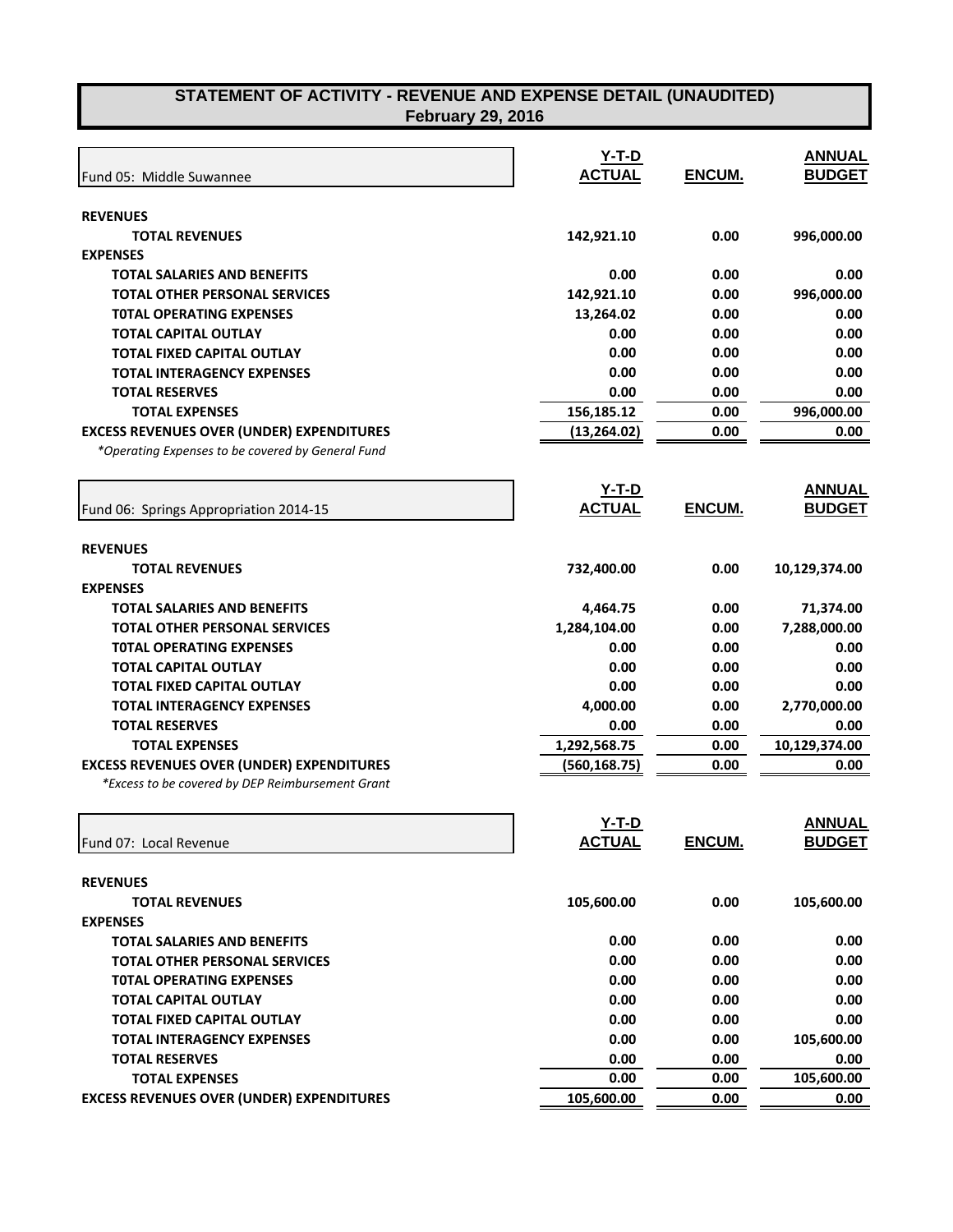## STATEMENT OF ACTIVITY - REVENUE AND EXPENSE DETAIL (UNAUDITED)
## February 29, 2016

| Fund 05: Middle Suwannee | Y-T-D ACTUAL | ENCUM. | ANNUAL BUDGET |
|---|---|---|---|
| **REVENUES** | | | |
| **TOTAL REVENUES** | 142,921.10 | 0.00 | 996,000.00 |
| **EXPENSES** | | | |
| **TOTAL SALARIES AND BENEFITS** | 0.00 | 0.00 | 0.00 |
| **TOTAL OTHER PERSONAL SERVICES** | 142,921.10 | 0.00 | 996,000.00 |
| **T0TAL OPERATING EXPENSES** | 13,264.02 | 0.00 | 0.00 |
| **TOTAL CAPITAL OUTLAY** | 0.00 | 0.00 | 0.00 |
| **TOTAL FIXED CAPITAL OUTLAY** | 0.00 | 0.00 | 0.00 |
| **TOTAL INTERAGENCY EXPENSES** | 0.00 | 0.00 | 0.00 |
| **TOTAL RESERVES** | 0.00 | 0.00 | 0.00 |
| **TOTAL EXPENSES** | 156,185.12 | 0.00 | 996,000.00 |
| **EXCESS REVENUES OVER (UNDER) EXPENDITURES** | (13,264.02) | 0.00 | 0.00 |

*\*Operating Expenses to be covered by General Fund*

| Fund 06: Springs Appropriation 2014-15 | Y-T-D ACTUAL | ENCUM. | ANNUAL BUDGET |
|---|---|---|---|
| **REVENUES** | | | |
| **TOTAL REVENUES** | 732,400.00 | 0.00 | 10,129,374.00 |
| **EXPENSES** | | | |
| **TOTAL SALARIES AND BENEFITS** | 4,464.75 | 0.00 | 71,374.00 |
| **TOTAL OTHER PERSONAL SERVICES** | 1,284,104.00 | 0.00 | 7,288,000.00 |
| **T0TAL OPERATING EXPENSES** | 0.00 | 0.00 | 0.00 |
| **TOTAL CAPITAL OUTLAY** | 0.00 | 0.00 | 0.00 |
| **TOTAL FIXED CAPITAL OUTLAY** | 0.00 | 0.00 | 0.00 |
| **TOTAL INTERAGENCY EXPENSES** | 4,000.00 | 0.00 | 2,770,000.00 |
| **TOTAL RESERVES** | 0.00 | 0.00 | 0.00 |
| **TOTAL EXPENSES** | 1,292,568.75 | 0.00 | 10,129,374.00 |
| **EXCESS REVENUES OVER (UNDER) EXPENDITURES** | (560,168.75) | 0.00 | 0.00 |

*\*Excess to be covered by DEP Reimbursement Grant*

| Fund 07: Local Revenue | Y-T-D ACTUAL | ENCUM. | ANNUAL BUDGET |
|---|---|---|---|
| **REVENUES** | | | |
| **TOTAL REVENUES** | 105,600.00 | 0.00 | 105,600.00 |
| **EXPENSES** | | | |
| **TOTAL SALARIES AND BENEFITS** | 0.00 | 0.00 | 0.00 |
| **TOTAL OTHER PERSONAL SERVICES** | 0.00 | 0.00 | 0.00 |
| **T0TAL OPERATING EXPENSES** | 0.00 | 0.00 | 0.00 |
| **TOTAL CAPITAL OUTLAY** | 0.00 | 0.00 | 0.00 |
| **TOTAL FIXED CAPITAL OUTLAY** | 0.00 | 0.00 | 0.00 |
| **TOTAL INTERAGENCY EXPENSES** | 0.00 | 0.00 | 105,600.00 |
| **TOTAL RESERVES** | 0.00 | 0.00 | 0.00 |
| **TOTAL EXPENSES** | 0.00 | 0.00 | 105,600.00 |
| **EXCESS REVENUES OVER (UNDER) EXPENDITURES** | 105,600.00 | 0.00 | 0.00 |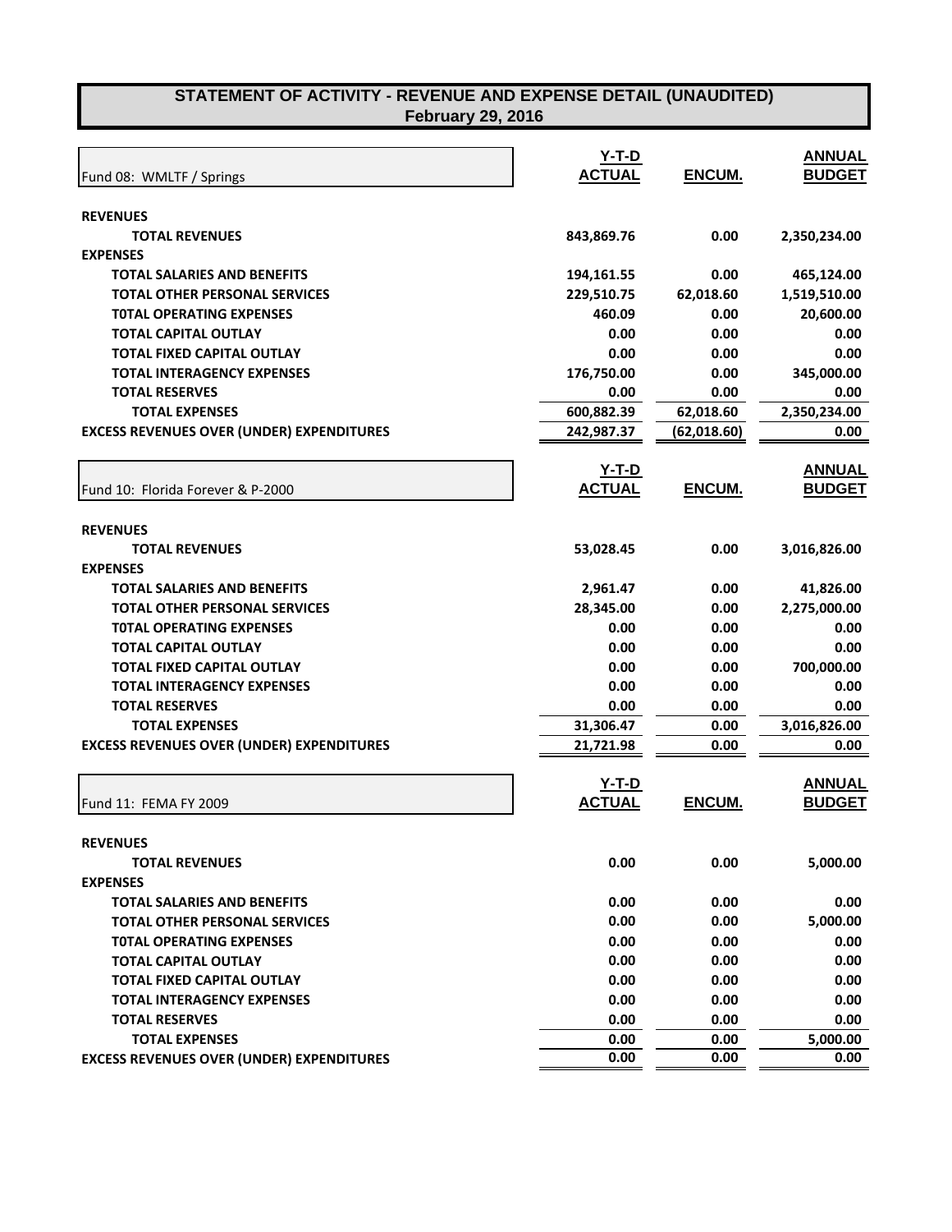## STATEMENT OF ACTIVITY - REVENUE AND EXPENSE DETAIL (UNAUDITED)
### February 29, 2016

| Fund 08: WMLTF / Springs | Y-T-D ACTUAL | ENCUM. | ANNUAL BUDGET |
|---|---|---|---|
| **REVENUES** | | | |
| **TOTAL REVENUES** | 843,869.76 | 0.00 | 2,350,234.00 |
| **EXPENSES** | | | |
| **TOTAL SALARIES AND BENEFITS** | 194,161.55 | 0.00 | 465,124.00 |
| **TOTAL OTHER PERSONAL SERVICES** | 229,510.75 | 62,018.60 | 1,519,510.00 |
| **T0TAL OPERATING EXPENSES** | 460.09 | 0.00 | 20,600.00 |
| **TOTAL CAPITAL OUTLAY** | 0.00 | 0.00 | 0.00 |
| **TOTAL FIXED CAPITAL OUTLAY** | 0.00 | 0.00 | 0.00 |
| **TOTAL INTERAGENCY EXPENSES** | 176,750.00 | 0.00 | 345,000.00 |
| **TOTAL RESERVES** | 0.00 | 0.00 | 0.00 |
| **TOTAL EXPENSES** | 600,882.39 | 62,018.60 | 2,350,234.00 |
| **EXCESS REVENUES OVER (UNDER) EXPENDITURES** | 242,987.37 | (62,018.60) | 0.00 |

| Fund 10: Florida Forever & P-2000 | Y-T-D ACTUAL | ENCUM. | ANNUAL BUDGET |
|---|---|---|---|
| **REVENUES** | | | |
| **TOTAL REVENUES** | 53,028.45 | 0.00 | 3,016,826.00 |
| **EXPENSES** | | | |
| **TOTAL SALARIES AND BENEFITS** | 2,961.47 | 0.00 | 41,826.00 |
| **TOTAL OTHER PERSONAL SERVICES** | 28,345.00 | 0.00 | 2,275,000.00 |
| **T0TAL OPERATING EXPENSES** | 0.00 | 0.00 | 0.00 |
| **TOTAL CAPITAL OUTLAY** | 0.00 | 0.00 | 0.00 |
| **TOTAL FIXED CAPITAL OUTLAY** | 0.00 | 0.00 | 700,000.00 |
| **TOTAL INTERAGENCY EXPENSES** | 0.00 | 0.00 | 0.00 |
| **TOTAL RESERVES** | 0.00 | 0.00 | 0.00 |
| **TOTAL EXPENSES** | 31,306.47 | 0.00 | 3,016,826.00 |
| **EXCESS REVENUES OVER (UNDER) EXPENDITURES** | 21,721.98 | 0.00 | 0.00 |

| Fund 11: FEMA FY 2009 | Y-T-D ACTUAL | ENCUM. | ANNUAL BUDGET |
|---|---|---|---|
| **REVENUES** | | | |
| **TOTAL REVENUES** | 0.00 | 0.00 | 5,000.00 |
| **EXPENSES** | | | |
| **TOTAL SALARIES AND BENEFITS** | 0.00 | 0.00 | 0.00 |
| **TOTAL OTHER PERSONAL SERVICES** | 0.00 | 0.00 | 5,000.00 |
| **T0TAL OPERATING EXPENSES** | 0.00 | 0.00 | 0.00 |
| **TOTAL CAPITAL OUTLAY** | 0.00 | 0.00 | 0.00 |
| **TOTAL FIXED CAPITAL OUTLAY** | 0.00 | 0.00 | 0.00 |
| **TOTAL INTERAGENCY EXPENSES** | 0.00 | 0.00 | 0.00 |
| **TOTAL RESERVES** | 0.00 | 0.00 | 0.00 |
| **TOTAL EXPENSES** | 0.00 | 0.00 | 5,000.00 |
| **EXCESS REVENUES OVER (UNDER) EXPENDITURES** | 0.00 | 0.00 | 0.00 |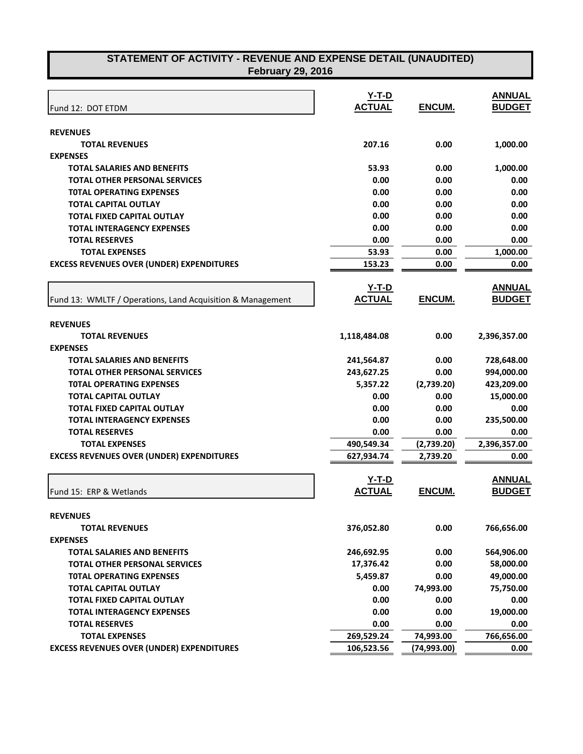# STATEMENT OF ACTIVITY - REVENUE AND EXPENSE DETAIL (UNAUDITED)
## February 29, 2016

| Fund 12: DOT ETDM | Y-T-D ACTUAL | ENCUM. | ANNUAL BUDGET |
|---|---|---|---|
| **REVENUES** | | | |
| **TOTAL REVENUES** | 207.16 | 0.00 | 1,000.00 |
| **EXPENSES** | | | |
| **TOTAL SALARIES AND BENEFITS** | 53.93 | 0.00 | 1,000.00 |
| **TOTAL OTHER PERSONAL SERVICES** | 0.00 | 0.00 | 0.00 |
| **T0TAL OPERATING EXPENSES** | 0.00 | 0.00 | 0.00 |
| **TOTAL CAPITAL OUTLAY** | 0.00 | 0.00 | 0.00 |
| **TOTAL FIXED CAPITAL OUTLAY** | 0.00 | 0.00 | 0.00 |
| **TOTAL INTERAGENCY EXPENSES** | 0.00 | 0.00 | 0.00 |
| **TOTAL RESERVES** | 0.00 | 0.00 | 0.00 |
| **TOTAL EXPENSES** | 53.93 | 0.00 | 1,000.00 |
| **EXCESS REVENUES OVER (UNDER) EXPENDITURES** | 153.23 | 0.00 | 0.00 |

| Fund 13: WMLTF / Operations, Land Acquisition & Management | Y-T-D ACTUAL | ENCUM. | ANNUAL BUDGET |
|---|---|---|---|
| **REVENUES** | | | |
| **TOTAL REVENUES** | 1,118,484.08 | 0.00 | 2,396,357.00 |
| **EXPENSES** | | | |
| **TOTAL SALARIES AND BENEFITS** | 241,564.87 | 0.00 | 728,648.00 |
| **TOTAL OTHER PERSONAL SERVICES** | 243,627.25 | 0.00 | 994,000.00 |
| **T0TAL OPERATING EXPENSES** | 5,357.22 | (2,739.20) | 423,209.00 |
| **TOTAL CAPITAL OUTLAY** | 0.00 | 0.00 | 15,000.00 |
| **TOTAL FIXED CAPITAL OUTLAY** | 0.00 | 0.00 | 0.00 |
| **TOTAL INTERAGENCY EXPENSES** | 0.00 | 0.00 | 235,500.00 |
| **TOTAL RESERVES** | 0.00 | 0.00 | 0.00 |
| **TOTAL EXPENSES** | 490,549.34 | (2,739.20) | 2,396,357.00 |
| **EXCESS REVENUES OVER (UNDER) EXPENDITURES** | 627,934.74 | 2,739.20 | 0.00 |

| Fund 15: ERP & Wetlands | Y-T-D ACTUAL | ENCUM. | ANNUAL BUDGET |
|---|---|---|---|
| **REVENUES** | | | |
| **TOTAL REVENUES** | 376,052.80 | 0.00 | 766,656.00 |
| **EXPENSES** | | | |
| **TOTAL SALARIES AND BENEFITS** | 246,692.95 | 0.00 | 564,906.00 |
| **TOTAL OTHER PERSONAL SERVICES** | 17,376.42 | 0.00 | 58,000.00 |
| **T0TAL OPERATING EXPENSES** | 5,459.87 | 0.00 | 49,000.00 |
| **TOTAL CAPITAL OUTLAY** | 0.00 | 74,993.00 | 75,750.00 |
| **TOTAL FIXED CAPITAL OUTLAY** | 0.00 | 0.00 | 0.00 |
| **TOTAL INTERAGENCY EXPENSES** | 0.00 | 0.00 | 19,000.00 |
| **TOTAL RESERVES** | 0.00 | 0.00 | 0.00 |
| **TOTAL EXPENSES** | 269,529.24 | 74,993.00 | 766,656.00 |
| **EXCESS REVENUES OVER (UNDER) EXPENDITURES** | 106,523.56 | (74,993.00) | 0.00 |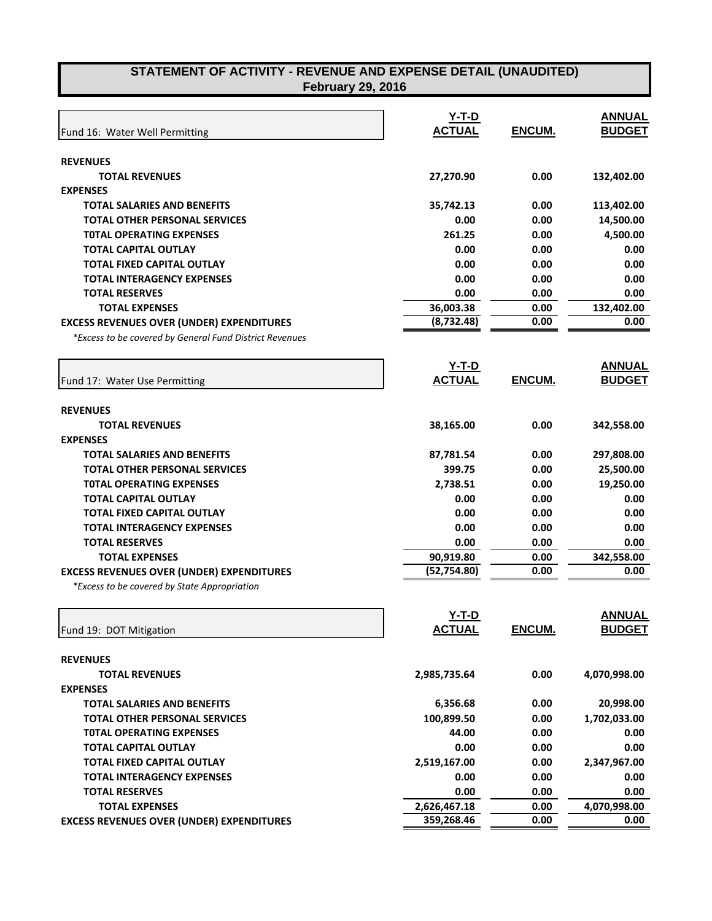# STATEMENT OF ACTIVITY - REVENUE AND EXPENSE DETAIL (UNAUDITED)
## February 29, 2016

| Fund 16: Water Well Permitting | Y-T-D ACTUAL | ENCUM. | ANNUAL BUDGET |
|---|---|---|---|
| **REVENUES** | | | |
| **TOTAL REVENUES** | **27,270.90** | **0.00** | **132,402.00** |
| **EXPENSES** | | | |
| **TOTAL SALARIES AND BENEFITS** | **35,742.13** | **0.00** | **113,402.00** |
| **TOTAL OTHER PERSONAL SERVICES** | **0.00** | **0.00** | **14,500.00** |
| **T0TAL OPERATING EXPENSES** | **261.25** | **0.00** | **4,500.00** |
| **TOTAL CAPITAL OUTLAY** | **0.00** | **0.00** | **0.00** |
| **TOTAL FIXED CAPITAL OUTLAY** | **0.00** | **0.00** | **0.00** |
| **TOTAL INTERAGENCY EXPENSES** | **0.00** | **0.00** | **0.00** |
| **TOTAL RESERVES** | **0.00** | **0.00** | **0.00** |
| **TOTAL EXPENSES** | **36,003.38** | **0.00** | **132,402.00** |
| **EXCESS REVENUES OVER (UNDER) EXPENDITURES** | **(8,732.48)** | **0.00** | **0.00** |

*\*Excess to be covered by General Fund District Revenues*

| Fund 17: Water Use Permitting | Y-T-D ACTUAL | ENCUM. | ANNUAL BUDGET |
|---|---|---|---|
| **REVENUES** | | | |
| **TOTAL REVENUES** | **38,165.00** | **0.00** | **342,558.00** |
| **EXPENSES** | | | |
| **TOTAL SALARIES AND BENEFITS** | **87,781.54** | **0.00** | **297,808.00** |
| **TOTAL OTHER PERSONAL SERVICES** | **399.75** | **0.00** | **25,500.00** |
| **T0TAL OPERATING EXPENSES** | **2,738.51** | **0.00** | **19,250.00** |
| **TOTAL CAPITAL OUTLAY** | **0.00** | **0.00** | **0.00** |
| **TOTAL FIXED CAPITAL OUTLAY** | **0.00** | **0.00** | **0.00** |
| **TOTAL INTERAGENCY EXPENSES** | **0.00** | **0.00** | **0.00** |
| **TOTAL RESERVES** | **0.00** | **0.00** | **0.00** |
| **TOTAL EXPENSES** | **90,919.80** | **0.00** | **342,558.00** |
| **EXCESS REVENUES OVER (UNDER) EXPENDITURES** | **(52,754.80)** | **0.00** | **0.00** |

*\*Excess to be covered by State Appropriation*

| Fund 19: DOT Mitigation | Y-T-D ACTUAL | ENCUM. | ANNUAL BUDGET |
|---|---|---|---|
| **REVENUES** | | | |
| **TOTAL REVENUES** | **2,985,735.64** | **0.00** | **4,070,998.00** |
| **EXPENSES** | | | |
| **TOTAL SALARIES AND BENEFITS** | **6,356.68** | **0.00** | **20,998.00** |
| **TOTAL OTHER PERSONAL SERVICES** | **100,899.50** | **0.00** | **1,702,033.00** |
| **T0TAL OPERATING EXPENSES** | **44.00** | **0.00** | **0.00** |
| **TOTAL CAPITAL OUTLAY** | **0.00** | **0.00** | **0.00** |
| **TOTAL FIXED CAPITAL OUTLAY** | **2,519,167.00** | **0.00** | **2,347,967.00** |
| **TOTAL INTERAGENCY EXPENSES** | **0.00** | **0.00** | **0.00** |
| **TOTAL RESERVES** | **0.00** | **0.00** | **0.00** |
| **TOTAL EXPENSES** | **2,626,467.18** | **0.00** | **4,070,998.00** |
| **EXCESS REVENUES OVER (UNDER) EXPENDITURES** | **359,268.46** | **0.00** | **0.00** |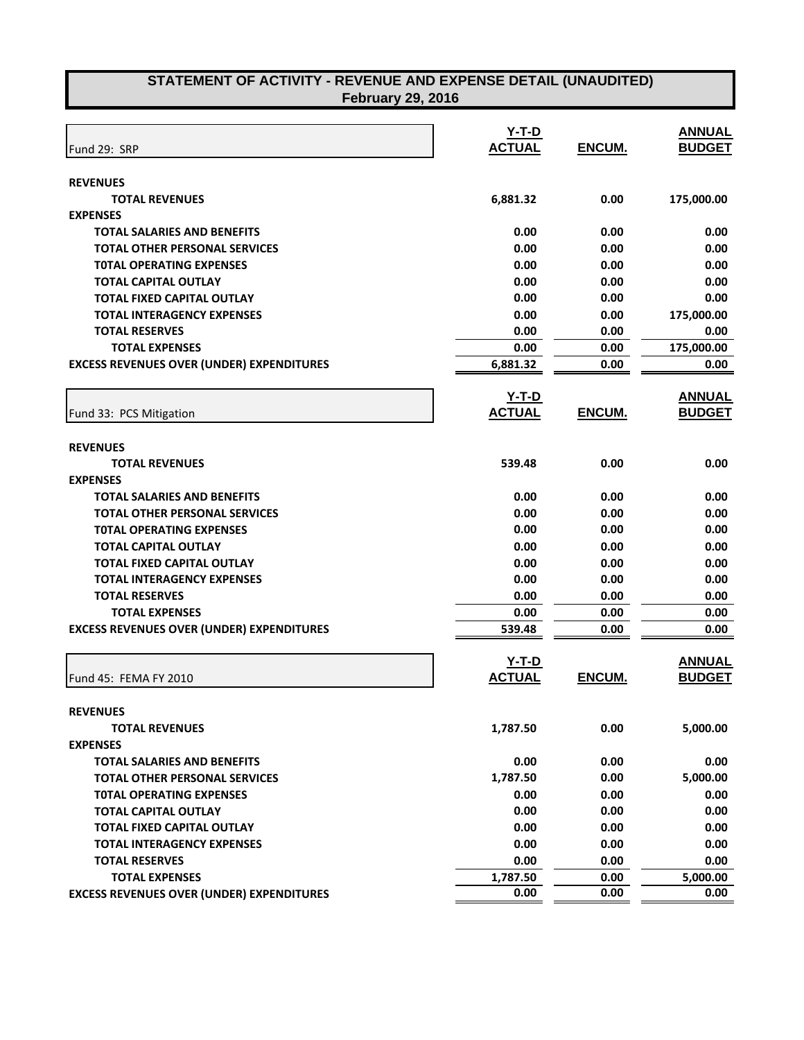## STATEMENT OF ACTIVITY - REVENUE AND EXPENSE DETAIL (UNAUDITED)
### February 29, 2016

| Fund 29: SRP | Y-T-D ACTUAL | ENCUM. | ANNUAL BUDGET |
|---|---|---|---|
| **REVENUES** | | | |
| **TOTAL REVENUES** | **6,881.32** | **0.00** | **175,000.00** |
| **EXPENSES** | | | |
| **TOTAL SALARIES AND BENEFITS** | **0.00** | **0.00** | **0.00** |
| **TOTAL OTHER PERSONAL SERVICES** | **0.00** | **0.00** | **0.00** |
| **T0TAL OPERATING EXPENSES** | **0.00** | **0.00** | **0.00** |
| **TOTAL CAPITAL OUTLAY** | **0.00** | **0.00** | **0.00** |
| **TOTAL FIXED CAPITAL OUTLAY** | **0.00** | **0.00** | **0.00** |
| **TOTAL INTERAGENCY EXPENSES** | **0.00** | **0.00** | **175,000.00** |
| **TOTAL RESERVES** | **0.00** | **0.00** | **0.00** |
| **TOTAL EXPENSES** | **0.00** | **0.00** | **175,000.00** |
| **EXCESS REVENUES OVER (UNDER) EXPENDITURES** | **6,881.32** | **0.00** | **0.00** |

| Fund 33: PCS Mitigation | Y-T-D ACTUAL | ENCUM. | ANNUAL BUDGET |
|---|---|---|---|
| **REVENUES** | | | |
| **TOTAL REVENUES** | **539.48** | **0.00** | **0.00** |
| **EXPENSES** | | | |
| **TOTAL SALARIES AND BENEFITS** | **0.00** | **0.00** | **0.00** |
| **TOTAL OTHER PERSONAL SERVICES** | **0.00** | **0.00** | **0.00** |
| **T0TAL OPERATING EXPENSES** | **0.00** | **0.00** | **0.00** |
| **TOTAL CAPITAL OUTLAY** | **0.00** | **0.00** | **0.00** |
| **TOTAL FIXED CAPITAL OUTLAY** | **0.00** | **0.00** | **0.00** |
| **TOTAL INTERAGENCY EXPENSES** | **0.00** | **0.00** | **0.00** |
| **TOTAL RESERVES** | **0.00** | **0.00** | **0.00** |
| **TOTAL EXPENSES** | **0.00** | **0.00** | **0.00** |
| **EXCESS REVENUES OVER (UNDER) EXPENDITURES** | **539.48** | **0.00** | **0.00** |

| Fund 45: FEMA FY 2010 | Y-T-D ACTUAL | ENCUM. | ANNUAL BUDGET |
|---|---|---|---|
| **REVENUES** | | | |
| **TOTAL REVENUES** | **1,787.50** | **0.00** | **5,000.00** |
| **EXPENSES** | | | |
| **TOTAL SALARIES AND BENEFITS** | **0.00** | **0.00** | **0.00** |
| **TOTAL OTHER PERSONAL SERVICES** | **1,787.50** | **0.00** | **5,000.00** |
| **T0TAL OPERATING EXPENSES** | **0.00** | **0.00** | **0.00** |
| **TOTAL CAPITAL OUTLAY** | **0.00** | **0.00** | **0.00** |
| **TOTAL FIXED CAPITAL OUTLAY** | **0.00** | **0.00** | **0.00** |
| **TOTAL INTERAGENCY EXPENSES** | **0.00** | **0.00** | **0.00** |
| **TOTAL RESERVES** | **0.00** | **0.00** | **0.00** |
| **TOTAL EXPENSES** | **1,787.50** | **0.00** | **5,000.00** |
| **EXCESS REVENUES OVER (UNDER) EXPENDITURES** | **0.00** | **0.00** | **0.00** |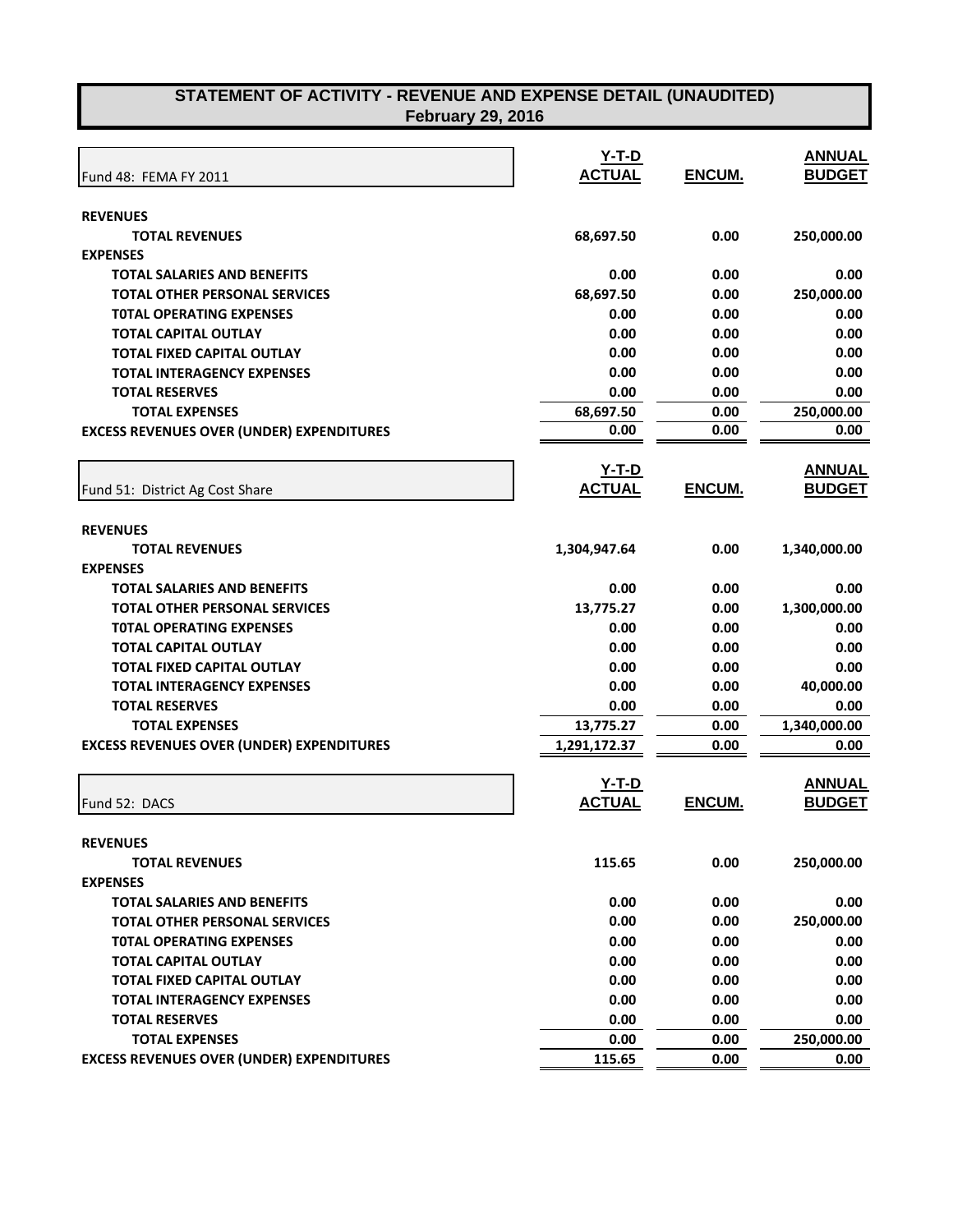# STATEMENT OF ACTIVITY - REVENUE AND EXPENSE DETAIL (UNAUDITED)
## February 29, 2016

| Fund 48: FEMA FY 2011 | Y-T-D ACTUAL | ENCUM. | ANNUAL BUDGET |
|---|---|---|---|
| **REVENUES** | | | |
| **TOTAL REVENUES** | 68,697.50 | 0.00 | 250,000.00 |
| **EXPENSES** | | | |
| **TOTAL SALARIES AND BENEFITS** | 0.00 | 0.00 | 0.00 |
| **TOTAL OTHER PERSONAL SERVICES** | 68,697.50 | 0.00 | 250,000.00 |
| **T0TAL OPERATING EXPENSES** | 0.00 | 0.00 | 0.00 |
| **TOTAL CAPITAL OUTLAY** | 0.00 | 0.00 | 0.00 |
| **TOTAL FIXED CAPITAL OUTLAY** | 0.00 | 0.00 | 0.00 |
| **TOTAL INTERAGENCY EXPENSES** | 0.00 | 0.00 | 0.00 |
| **TOTAL RESERVES** | 0.00 | 0.00 | 0.00 |
| **TOTAL EXPENSES** | 68,697.50 | 0.00 | 250,000.00 |
| **EXCESS REVENUES OVER (UNDER) EXPENDITURES** | 0.00 | 0.00 | 0.00 |

| Fund 51: District Ag Cost Share | Y-T-D ACTUAL | ENCUM. | ANNUAL BUDGET |
|---|---|---|---|
| **REVENUES** | | | |
| **TOTAL REVENUES** | 1,304,947.64 | 0.00 | 1,340,000.00 |
| **EXPENSES** | | | |
| **TOTAL SALARIES AND BENEFITS** | 0.00 | 0.00 | 0.00 |
| **TOTAL OTHER PERSONAL SERVICES** | 13,775.27 | 0.00 | 1,300,000.00 |
| **T0TAL OPERATING EXPENSES** | 0.00 | 0.00 | 0.00 |
| **TOTAL CAPITAL OUTLAY** | 0.00 | 0.00 | 0.00 |
| **TOTAL FIXED CAPITAL OUTLAY** | 0.00 | 0.00 | 0.00 |
| **TOTAL INTERAGENCY EXPENSES** | 0.00 | 0.00 | 40,000.00 |
| **TOTAL RESERVES** | 0.00 | 0.00 | 0.00 |
| **TOTAL EXPENSES** | 13,775.27 | 0.00 | 1,340,000.00 |
| **EXCESS REVENUES OVER (UNDER) EXPENDITURES** | 1,291,172.37 | 0.00 | 0.00 |

| Fund 52: DACS | Y-T-D ACTUAL | ENCUM. | ANNUAL BUDGET |
|---|---|---|---|
| **REVENUES** | | | |
| **TOTAL REVENUES** | 115.65 | 0.00 | 250,000.00 |
| **EXPENSES** | | | |
| **TOTAL SALARIES AND BENEFITS** | 0.00 | 0.00 | 0.00 |
| **TOTAL OTHER PERSONAL SERVICES** | 0.00 | 0.00 | 250,000.00 |
| **T0TAL OPERATING EXPENSES** | 0.00 | 0.00 | 0.00 |
| **TOTAL CAPITAL OUTLAY** | 0.00 | 0.00 | 0.00 |
| **TOTAL FIXED CAPITAL OUTLAY** | 0.00 | 0.00 | 0.00 |
| **TOTAL INTERAGENCY EXPENSES** | 0.00 | 0.00 | 0.00 |
| **TOTAL RESERVES** | 0.00 | 0.00 | 0.00 |
| **TOTAL EXPENSES** | 0.00 | 0.00 | 250,000.00 |
| **EXCESS REVENUES OVER (UNDER) EXPENDITURES** | 115.65 | 0.00 | 0.00 |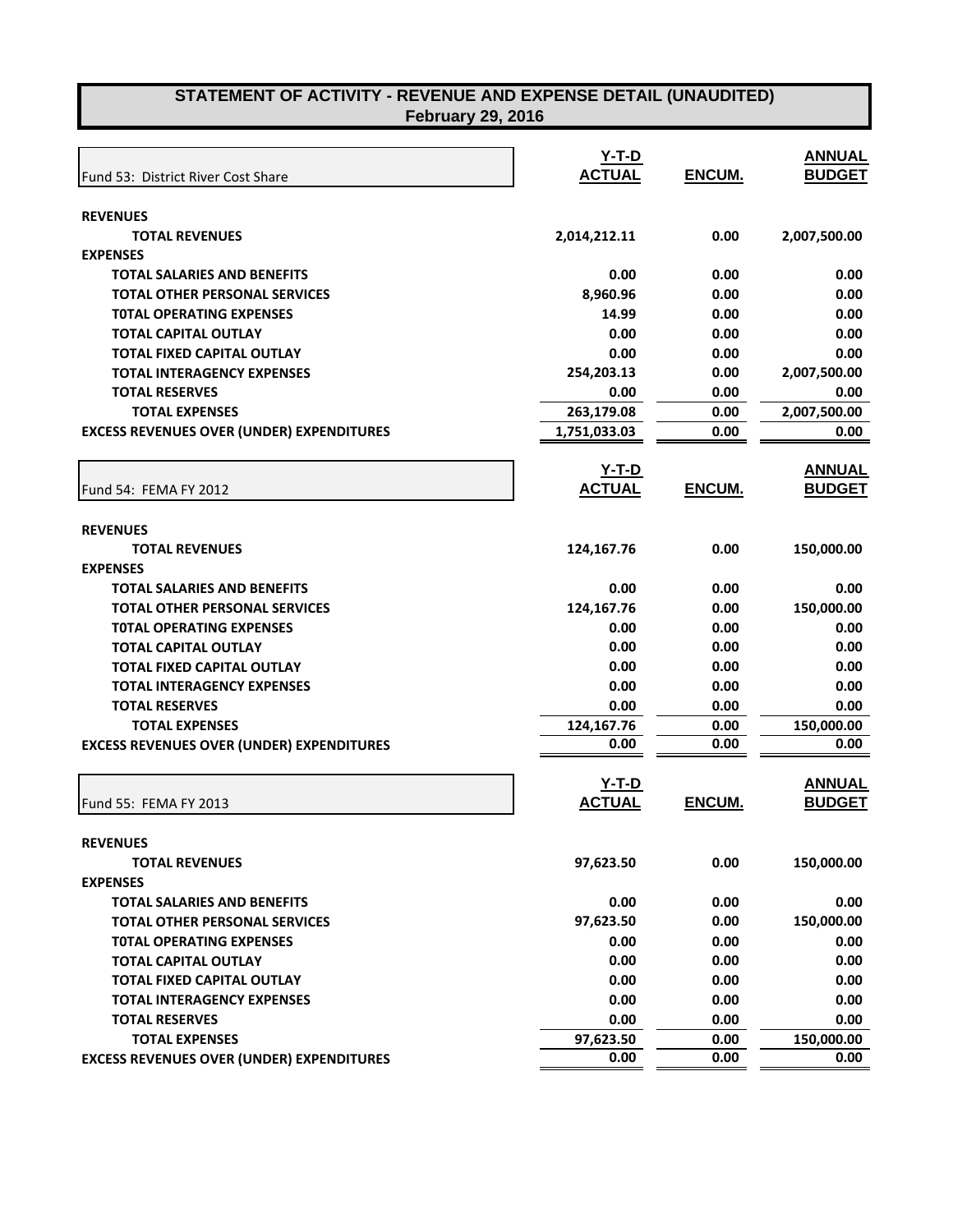## STATEMENT OF ACTIVITY - REVENUE AND EXPENSE DETAIL (UNAUDITED)
### February 29, 2016

| Fund 53: District River Cost Share | Y-T-D ACTUAL | ENCUM. | ANNUAL BUDGET |
|---|---|---|---|
| **REVENUES** | | | |
| **TOTAL REVENUES** | 2,014,212.11 | 0.00 | 2,007,500.00 |
| **EXPENSES** | | | |
| **TOTAL SALARIES AND BENEFITS** | 0.00 | 0.00 | 0.00 |
| **TOTAL OTHER PERSONAL SERVICES** | 8,960.96 | 0.00 | 0.00 |
| **T0TAL OPERATING EXPENSES** | 14.99 | 0.00 | 0.00 |
| **TOTAL CAPITAL OUTLAY** | 0.00 | 0.00 | 0.00 |
| **TOTAL FIXED CAPITAL OUTLAY** | 0.00 | 0.00 | 0.00 |
| **TOTAL INTERAGENCY EXPENSES** | 254,203.13 | 0.00 | 2,007,500.00 |
| **TOTAL RESERVES** | 0.00 | 0.00 | 0.00 |
| **TOTAL EXPENSES** | 263,179.08 | 0.00 | 2,007,500.00 |
| **EXCESS REVENUES OVER (UNDER) EXPENDITURES** | 1,751,033.03 | 0.00 | 0.00 |

| Fund 54: FEMA FY 2012 | Y-T-D ACTUAL | ENCUM. | ANNUAL BUDGET |
|---|---|---|---|
| **REVENUES** | | | |
| **TOTAL REVENUES** | 124,167.76 | 0.00 | 150,000.00 |
| **EXPENSES** | | | |
| **TOTAL SALARIES AND BENEFITS** | 0.00 | 0.00 | 0.00 |
| **TOTAL OTHER PERSONAL SERVICES** | 124,167.76 | 0.00 | 150,000.00 |
| **T0TAL OPERATING EXPENSES** | 0.00 | 0.00 | 0.00 |
| **TOTAL CAPITAL OUTLAY** | 0.00 | 0.00 | 0.00 |
| **TOTAL FIXED CAPITAL OUTLAY** | 0.00 | 0.00 | 0.00 |
| **TOTAL INTERAGENCY EXPENSES** | 0.00 | 0.00 | 0.00 |
| **TOTAL RESERVES** | 0.00 | 0.00 | 0.00 |
| **TOTAL EXPENSES** | 124,167.76 | 0.00 | 150,000.00 |
| **EXCESS REVENUES OVER (UNDER) EXPENDITURES** | 0.00 | 0.00 | 0.00 |

| Fund 55: FEMA FY 2013 | Y-T-D ACTUAL | ENCUM. | ANNUAL BUDGET |
|---|---|---|---|
| **REVENUES** | | | |
| **TOTAL REVENUES** | 97,623.50 | 0.00 | 150,000.00 |
| **EXPENSES** | | | |
| **TOTAL SALARIES AND BENEFITS** | 0.00 | 0.00 | 0.00 |
| **TOTAL OTHER PERSONAL SERVICES** | 97,623.50 | 0.00 | 150,000.00 |
| **T0TAL OPERATING EXPENSES** | 0.00 | 0.00 | 0.00 |
| **TOTAL CAPITAL OUTLAY** | 0.00 | 0.00 | 0.00 |
| **TOTAL FIXED CAPITAL OUTLAY** | 0.00 | 0.00 | 0.00 |
| **TOTAL INTERAGENCY EXPENSES** | 0.00 | 0.00 | 0.00 |
| **TOTAL RESERVES** | 0.00 | 0.00 | 0.00 |
| **TOTAL EXPENSES** | 97,623.50 | 0.00 | 150,000.00 |
| **EXCESS REVENUES OVER (UNDER) EXPENDITURES** | 0.00 | 0.00 | 0.00 |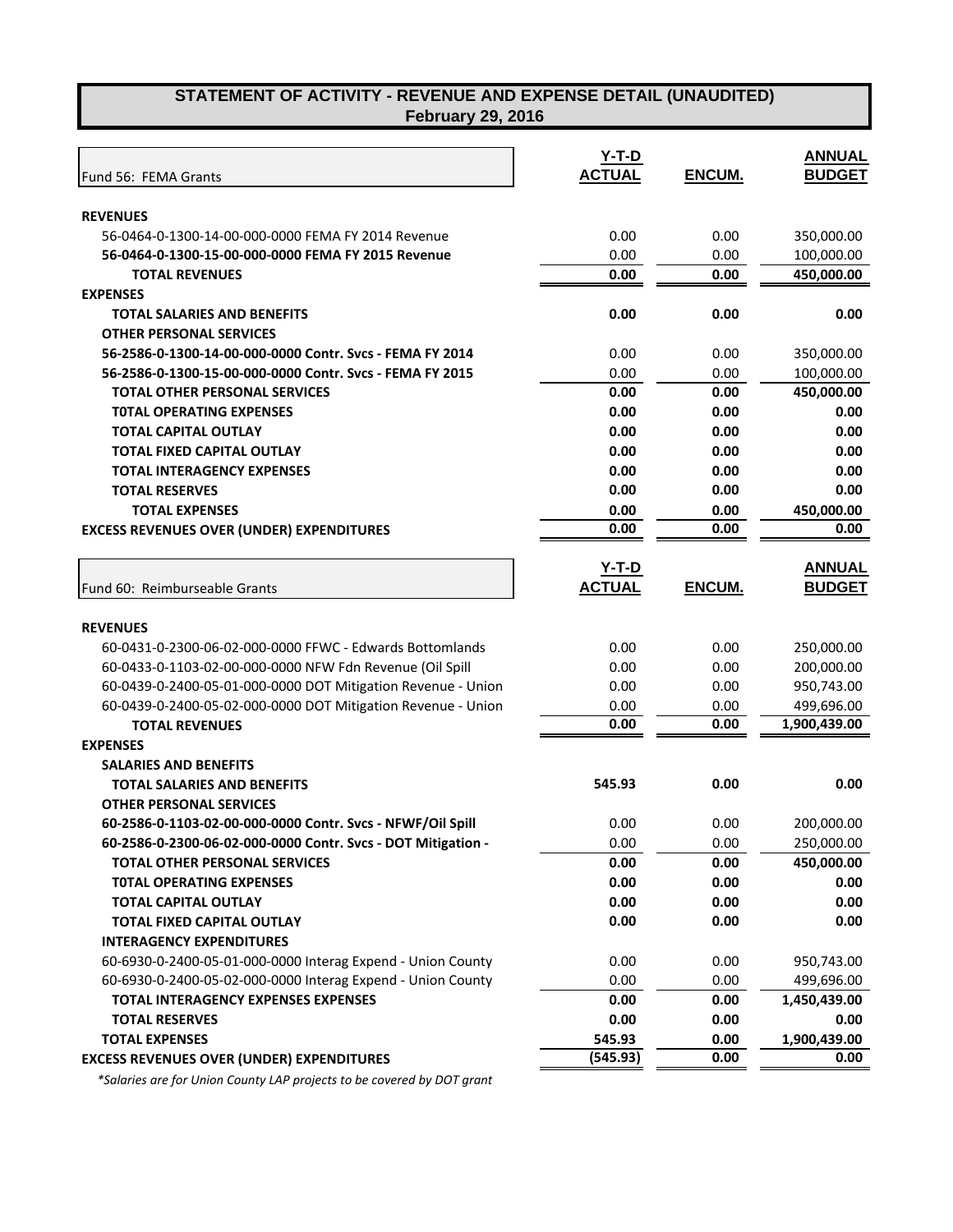# STATEMENT OF ACTIVITY - REVENUE AND EXPENSE DETAIL (UNAUDITED)
## February 29, 2016

| Fund 56: FEMA Grants | Y-T-D ACTUAL | ENCUM. | ANNUAL BUDGET |
|---|---|---|---|
| **REVENUES** | | | |
| 56-0464-0-1300-14-00-000-0000 FEMA FY 2014 Revenue | 0.00 | 0.00 | 350,000.00 |
| **56-0464-0-1300-15-00-000-0000 FEMA FY 2015 Revenue** | 0.00 | 0.00 | 100,000.00 |
| **TOTAL REVENUES** | **0.00** | **0.00** | **450,000.00** |
| **EXPENSES** | | | |
| **TOTAL SALARIES AND BENEFITS** | **0.00** | **0.00** | **0.00** |
| **OTHER PERSONAL SERVICES** | | | |
| **56-2586-0-1300-14-00-000-0000 Contr. Svcs - FEMA FY 2014** | 0.00 | 0.00 | 350,000.00 |
| **56-2586-0-1300-15-00-000-0000 Contr. Svcs - FEMA FY 2015** | 0.00 | 0.00 | 100,000.00 |
| **TOTAL OTHER PERSONAL SERVICES** | **0.00** | **0.00** | **450,000.00** |
| **T0TAL OPERATING EXPENSES** | **0.00** | **0.00** | **0.00** |
| **TOTAL CAPITAL OUTLAY** | **0.00** | **0.00** | **0.00** |
| **TOTAL FIXED CAPITAL OUTLAY** | **0.00** | **0.00** | **0.00** |
| **TOTAL INTERAGENCY EXPENSES** | **0.00** | **0.00** | **0.00** |
| **TOTAL RESERVES** | **0.00** | **0.00** | **0.00** |
| **TOTAL EXPENSES** | **0.00** | **0.00** | **450,000.00** |
| **EXCESS REVENUES OVER (UNDER) EXPENDITURES** | **0.00** | **0.00** | **0.00** |

| Fund 60: Reimburseable Grants | Y-T-D ACTUAL | ENCUM. | ANNUAL BUDGET |
|---|---|---|---|
| **REVENUES** | | | |
| 60-0431-0-2300-06-02-000-0000 FFWC - Edwards Bottomlands | 0.00 | 0.00 | 250,000.00 |
| 60-0433-0-1103-02-00-000-0000 NFW Fdn Revenue (Oil Spill | 0.00 | 0.00 | 200,000.00 |
| 60-0439-0-2400-05-01-000-0000 DOT Mitigation Revenue - Union | 0.00 | 0.00 | 950,743.00 |
| 60-0439-0-2400-05-02-000-0000 DOT Mitigation Revenue - Union | 0.00 | 0.00 | 499,696.00 |
| **TOTAL REVENUES** | **0.00** | **0.00** | **1,900,439.00** |
| **EXPENSES** | | | |
| **SALARIES AND BENEFITS** | | | |
| **TOTAL SALARIES AND BENEFITS** | **545.93** | **0.00** | **0.00** |
| **OTHER PERSONAL SERVICES** | | | |
| **60-2586-0-1103-02-00-000-0000 Contr. Svcs - NFWF/Oil Spill** | 0.00 | 0.00 | 200,000.00 |
| **60-2586-0-2300-06-02-000-0000 Contr. Svcs - DOT Mitigation -** | 0.00 | 0.00 | 250,000.00 |
| **TOTAL OTHER PERSONAL SERVICES** | **0.00** | **0.00** | **450,000.00** |
| **T0TAL OPERATING EXPENSES** | **0.00** | **0.00** | **0.00** |
| **TOTAL CAPITAL OUTLAY** | **0.00** | **0.00** | **0.00** |
| **TOTAL FIXED CAPITAL OUTLAY** | **0.00** | **0.00** | **0.00** |
| **INTERAGENCY EXPENDITURES** | | | |
| 60-6930-0-2400-05-01-000-0000 Interag Expend - Union County | 0.00 | 0.00 | 950,743.00 |
| 60-6930-0-2400-05-02-000-0000 Interag Expend - Union County | 0.00 | 0.00 | 499,696.00 |
| **TOTAL INTERAGENCY EXPENSES EXPENSES** | **0.00** | **0.00** | **1,450,439.00** |
| **TOTAL RESERVES** | **0.00** | **0.00** | **0.00** |
| **TOTAL EXPENSES** | **545.93** | **0.00** | **1,900,439.00** |
| **EXCESS REVENUES OVER (UNDER) EXPENDITURES** | **(545.93)** | **0.00** | **0.00** |

*\*Salaries are for Union County LAP projects to be covered by DOT grant*